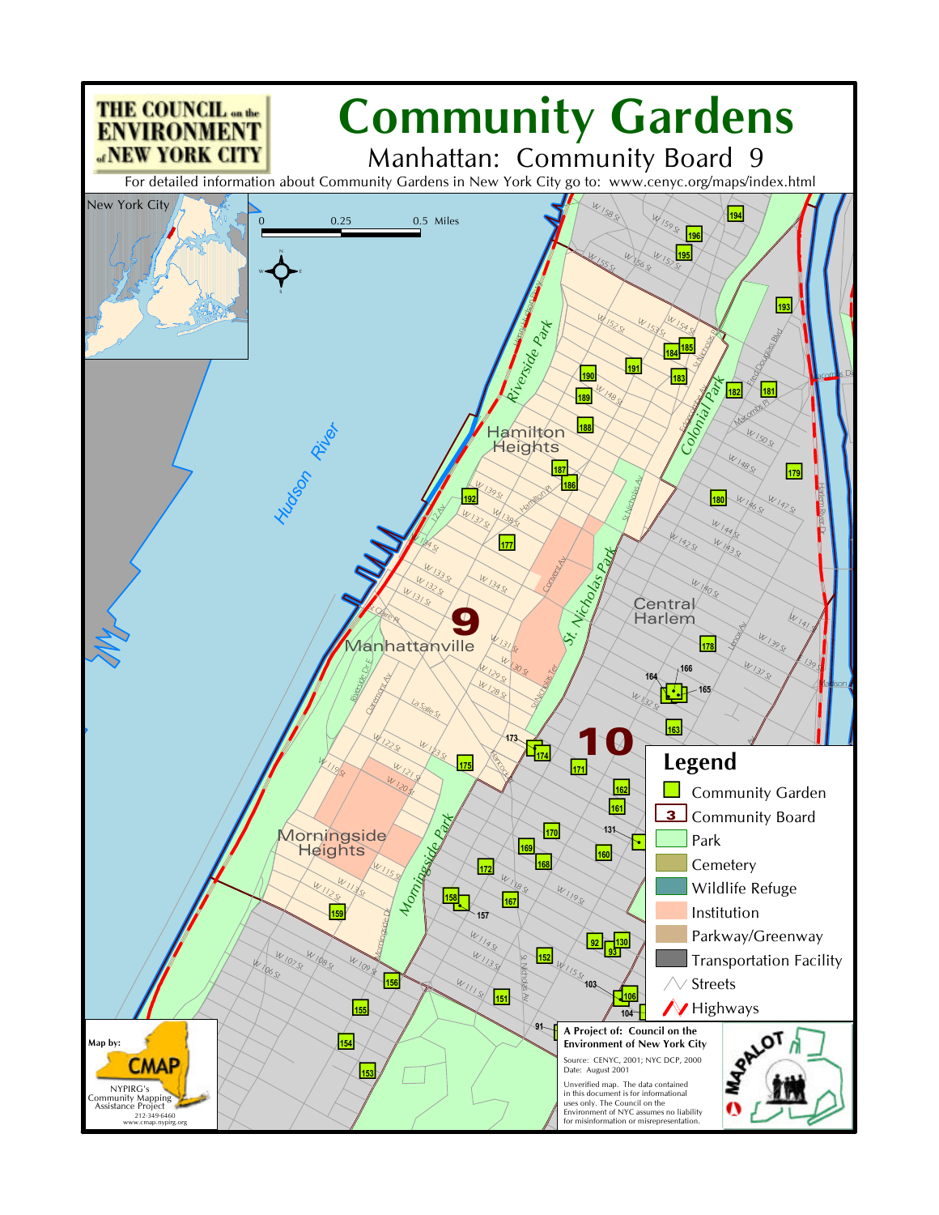# Community Gardens

## Manhattan: Community Board 9

For detailed information about Community Gardens in New York City go to: www.cenyc.org/maps/index.html

THE COUNCIL on the ENVIRONMENT of NEW YORK CITY

New York City

0 0.25 0.5 Miles

Hudson River

Riverside Park

Hamilton Heights

Colonial Park

St. Nicholas Park

Central Harlem

Manhattanville

Morningside Heights

Morningside Park

9

10

### Legend

- Community Garden
- Community Board
- Park
- Cemetery
- Wildlife Refuge
- Institution
- Parkway/Greenway
- Transportation Facility
- Streets
- Highways

Map by: CMAP
NYPIRG's Community Mapping Assistance Project
212-349-6460
www.cmap.nypirg.org

**A Project of: Council on the Environment of New York City**

Source: CENYC, 2001; NYC DCP, 2000
Date: August 2001

Unverified map. The data contained in this document is for informational uses only. The Council on the Environment of NYC assumes no liability for misinformation or misrepresentation.

MAPALOT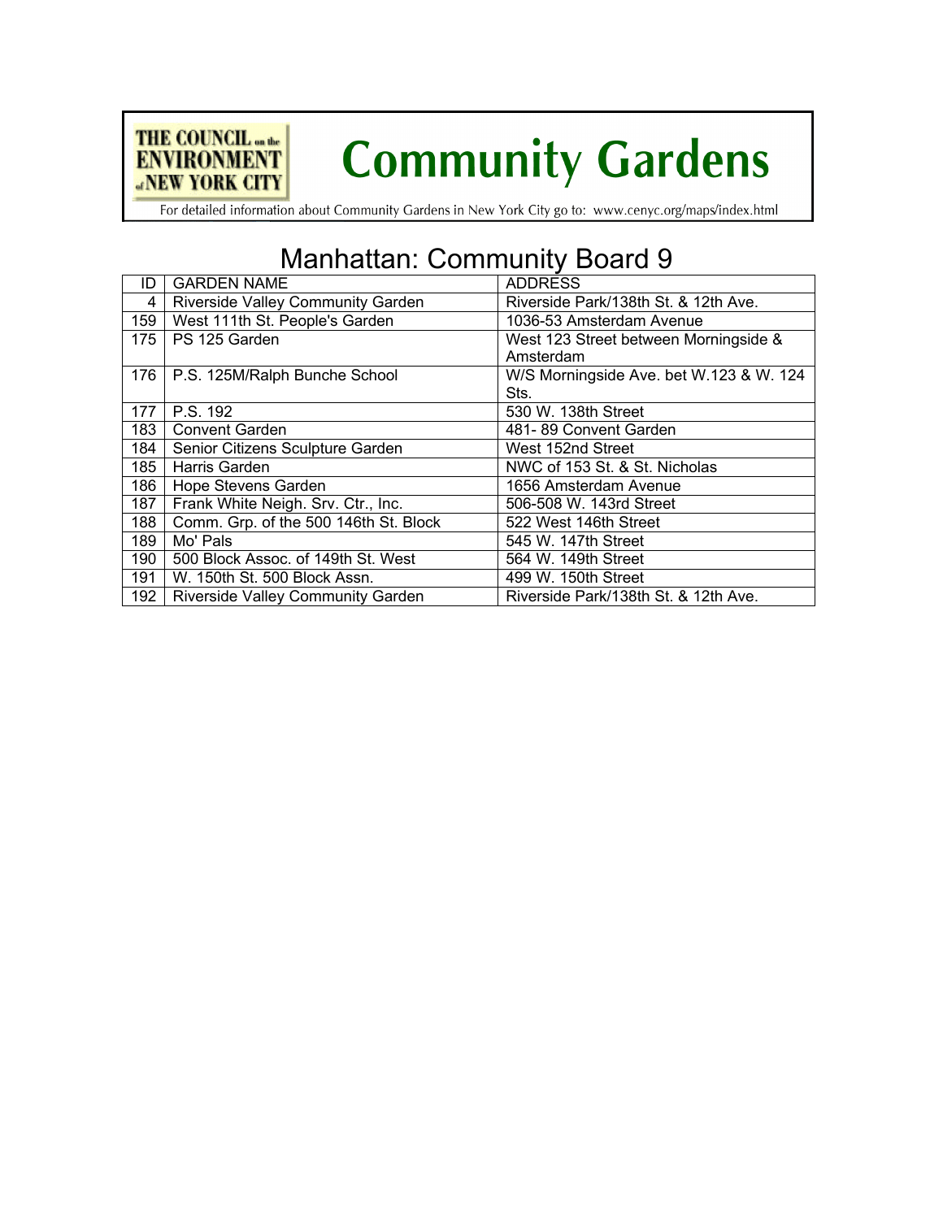THE COUNCIL on the ENVIRONMENT of NEW YORK CITY

# Community Gardens

For detailed information about Community Gardens in New York City go to: www.cenyc.org/maps/index.html

## Manhattan: Community Board 9

| ID | GARDEN NAME | ADDRESS |
|---|---|---|
| 4 | Riverside Valley Community Garden | Riverside Park/138th St. & 12th Ave. |
| 159 | West 111th St. People's Garden | 1036-53 Amsterdam Avenue |
| 175 | PS 125 Garden | West 123 Street between Morningside & Amsterdam |
| 176 | P.S. 125M/Ralph Bunche School | W/S Morningside Ave. bet W.123 & W. 124 Sts. |
| 177 | P.S. 192 | 530 W. 138th Street |
| 183 | Convent Garden | 481- 89 Convent Garden |
| 184 | Senior Citizens Sculpture Garden | West 152nd Street |
| 185 | Harris Garden | NWC of 153 St. & St. Nicholas |
| 186 | Hope Stevens Garden | 1656 Amsterdam Avenue |
| 187 | Frank White Neigh. Srv. Ctr., Inc. | 506-508 W. 143rd Street |
| 188 | Comm. Grp. of the 500 146th St. Block | 522 West 146th Street |
| 189 | Mo' Pals | 545 W. 147th Street |
| 190 | 500 Block Assoc. of 149th St. West | 564 W. 149th Street |
| 191 | W. 150th St. 500 Block Assn. | 499 W. 150th Street |
| 192 | Riverside Valley Community Garden | Riverside Park/138th St. & 12th Ave. |